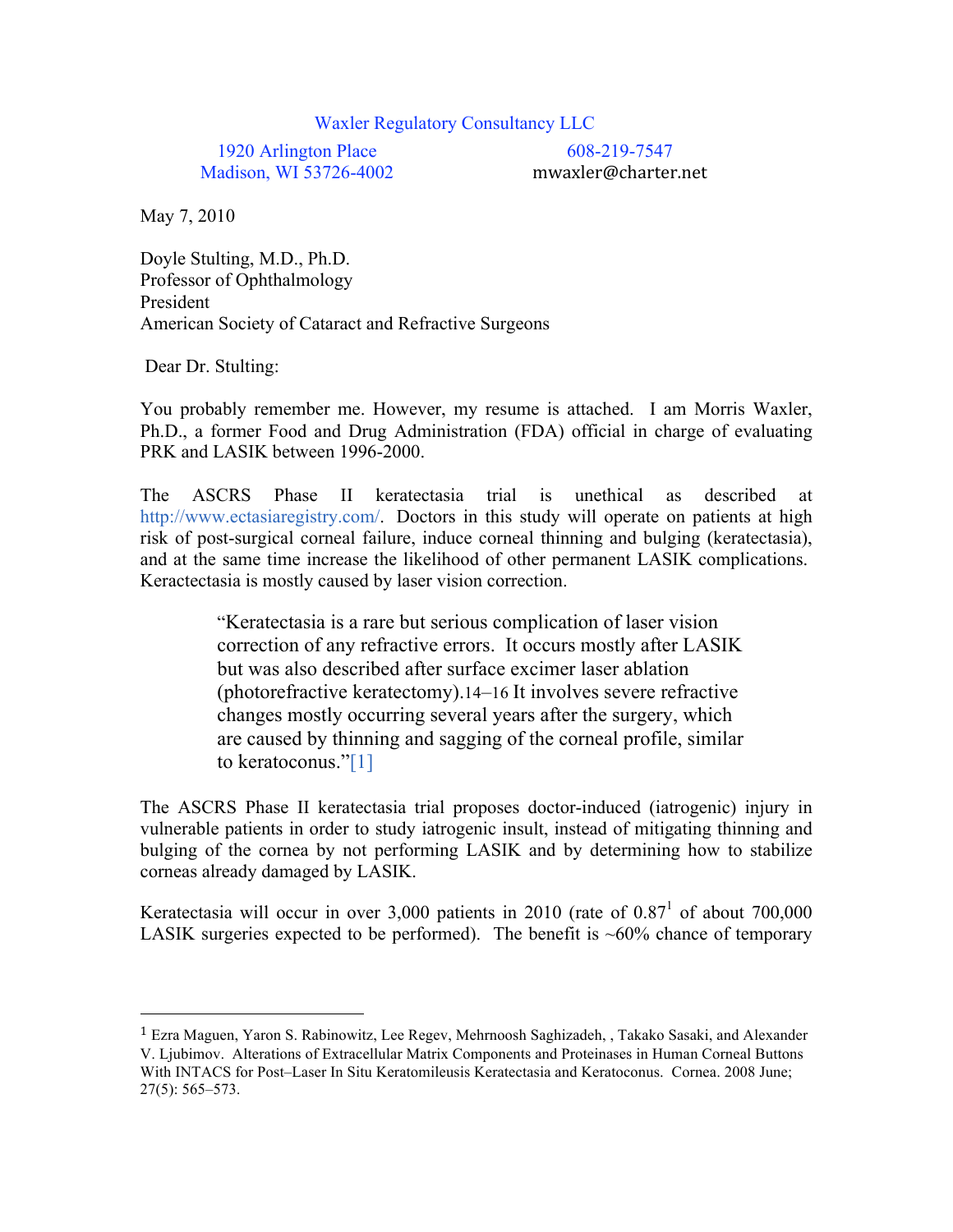Waxler Regulatory Consultancy LLC

1920 Arlington Place
Madison, WI 53726-4002

608-219-7547
mwaxler@charter.net

May 7, 2010

Doyle Stulting, M.D., Ph.D.
Professor of Ophthalmology
President
American Society of Cataract and Refractive Surgeons

Dear Dr. Stulting:

You probably remember me. However, my resume is attached. I am Morris Waxler, Ph.D., a former Food and Drug Administration (FDA) official in charge of evaluating PRK and LASIK between 1996-2000.

The ASCRS Phase II keratectasia trial is unethical as described at http://www.ectasiaregistry.com/. Doctors in this study will operate on patients at high risk of post-surgical corneal failure, induce corneal thinning and bulging (keratectasia), and at the same time increase the likelihood of other permanent LASIK complications. Keractectasia is mostly caused by laser vision correction.

> "Keratectasia is a rare but serious complication of laser vision correction of any refractive errors. It occurs mostly after LASIK but was also described after surface excimer laser ablation (photorefractive keratectomy).14–16 It involves severe refractive changes mostly occurring several years after the surgery, which are caused by thinning and sagging of the corneal profile, similar to keratoconus."[1]

The ASCRS Phase II keratectasia trial proposes doctor-induced (iatrogenic) injury in vulnerable patients in order to study iatrogenic insult, instead of mitigating thinning and bulging of the cornea by not performing LASIK and by determining how to stabilize corneas already damaged by LASIK.

Keratectasia will occur in over 3,000 patients in 2010 (rate of 0.87[1] of about 700,000 LASIK surgeries expected to be performed). The benefit is ~60% chance of temporary

---

[1] Ezra Maguen, Yaron S. Rabinowitz, Lee Regev, Mehrnoosh Saghizadeh, , Takako Sasaki, and Alexander V. Ljubimov. Alterations of Extracellular Matrix Components and Proteinases in Human Corneal Buttons With INTACS for Post–Laser In Situ Keratomileusis Keratectasia and Keratoconus. Cornea. 2008 June; 27(5): 565–573.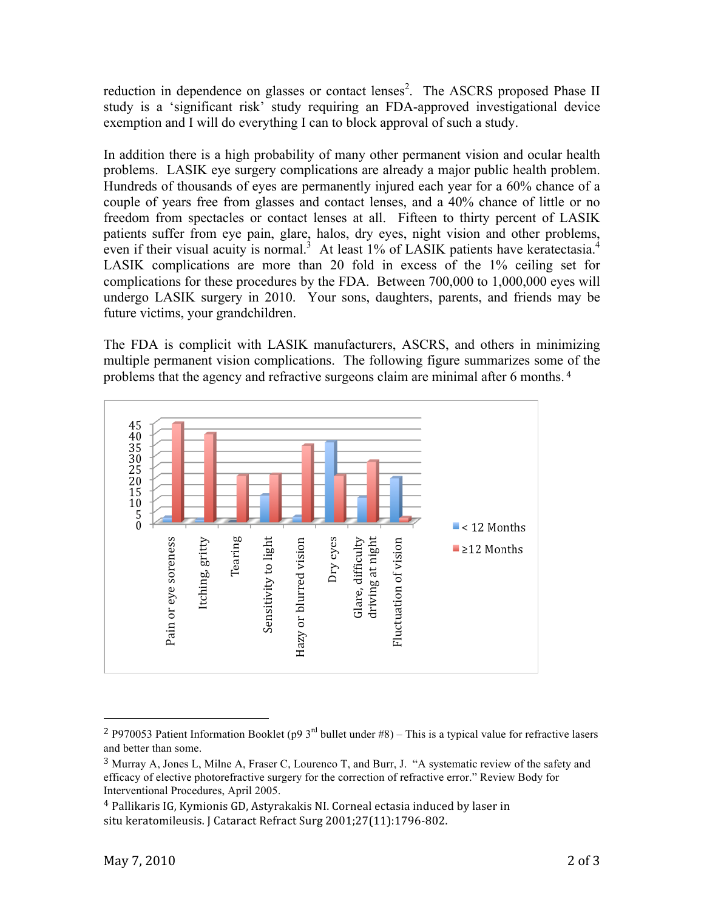reduction in dependence on glasses or contact lenses[2]. The ASCRS proposed Phase II study is a 'significant risk' study requiring an FDA-approved investigational device exemption and I will do everything I can to block approval of such a study.

In addition there is a high probability of many other permanent vision and ocular health problems. LASIK eye surgery complications are already a major public health problem. Hundreds of thousands of eyes are permanently injured each year for a 60% chance of a couple of years free from glasses and contact lenses, and a 40% chance of little or no freedom from spectacles or contact lenses at all. Fifteen to thirty percent of LASIK patients suffer from eye pain, glare, halos, dry eyes, night vision and other problems, even if their visual acuity is normal.[3] At least 1% of LASIK patients have keratectasia.[4] LASIK complications are more than 20 fold in excess of the 1% ceiling set for complications for these procedures by the FDA. Between 700,000 to 1,000,000 eyes will undergo LASIK surgery in 2010. Your sons, daughters, parents, and friends may be future victims, your grandchildren.

The FDA is complicit with LASIK manufacturers, ASCRS, and others in minimizing multiple permanent vision complications. The following figure summarizes some of the problems that the agency and refractive surgeons claim are minimal after 6 months.[4]

| | < 12 Months | ≥12 Months |
|---|---|---|
| Pain or eye soreness | 2 | 44 |
| Itching, gritty | 1 | 39 |
| Tearing | 0 | 21 |
| Sensitivity to light | 12 | 21 |
| Hazy or blurred vision | 2 | 34 |
| Dry eyes | 36 | 21 |
| Glare, difficulty driving at night | 11 | 27 |
| Fluctuation of vision | 20 | 2 |

---

[2] P970053 Patient Information Booklet (p9 3rd bullet under #8) – This is a typical value for refractive lasers and better than some.

[3] Murray A, Jones L, Milne A, Fraser C, Lourenco T, and Burr, J. "A systematic review of the safety and efficacy of elective photorefractive surgery for the correction of refractive error." Review Body for Interventional Procedures, April 2005.

[4] Pallikaris IG, Kymionis GD, Astyrakakis NI. Corneal ectasia induced by laser in situ keratomileusis. J Cataract Refract Surg 2001;27(11):1796-802.

May 7, 2010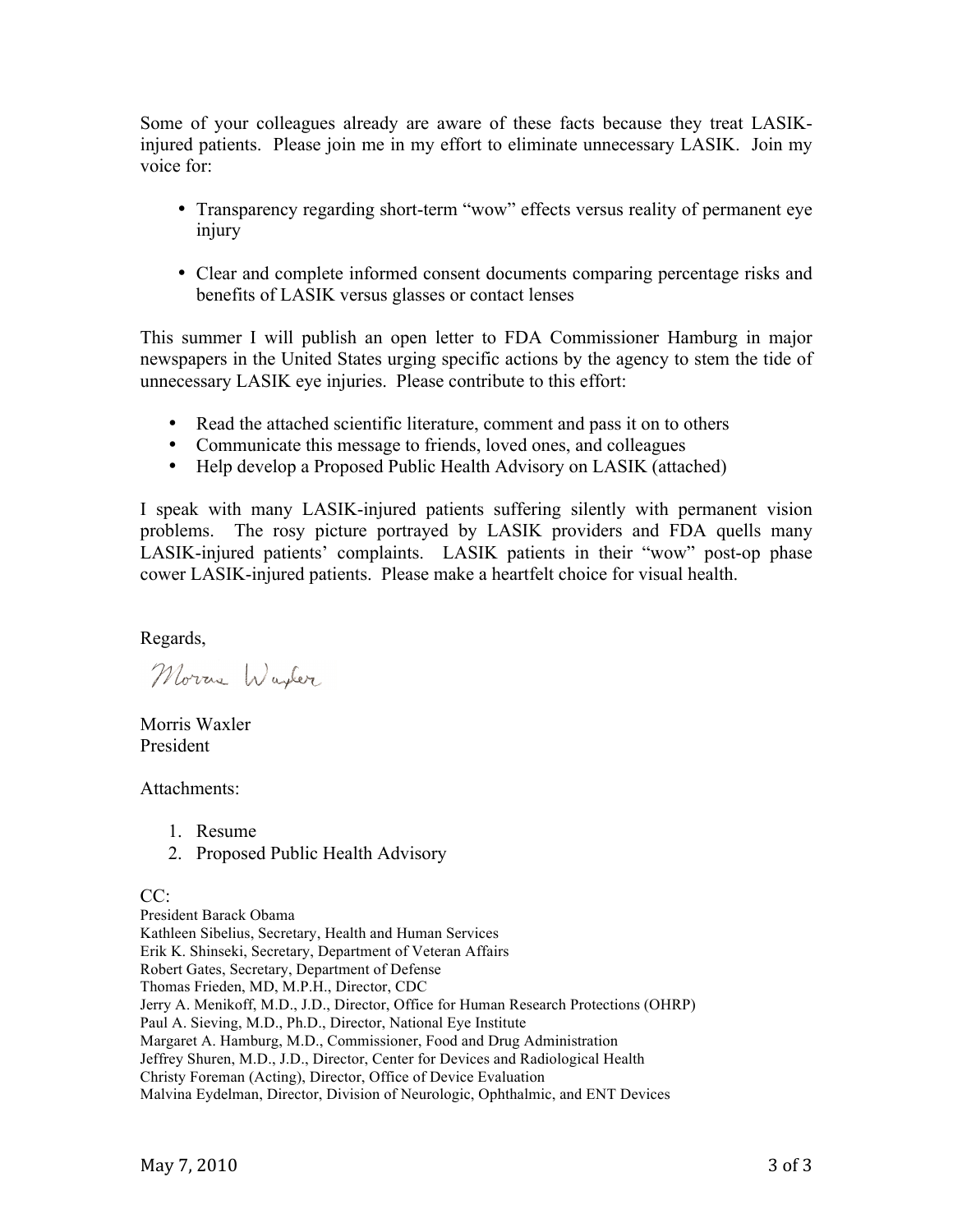Some of your colleagues already are aware of these facts because they treat LASIK-injured patients. Please join me in my effort to eliminate unnecessary LASIK. Join my voice for:

- Transparency regarding short-term "wow" effects versus reality of permanent eye injury

- Clear and complete informed consent documents comparing percentage risks and benefits of LASIK versus glasses or contact lenses

This summer I will publish an open letter to FDA Commissioner Hamburg in major newspapers in the United States urging specific actions by the agency to stem the tide of unnecessary LASIK eye injuries. Please contribute to this effort:

- Read the attached scientific literature, comment and pass it on to others
- Communicate this message to friends, loved ones, and colleagues
- Help develop a Proposed Public Health Advisory on LASIK (attached)

I speak with many LASIK-injured patients suffering silently with permanent vision problems. The rosy picture portrayed by LASIK providers and FDA quells many LASIK-injured patients' complaints. LASIK patients in their "wow" post-op phase cower LASIK-injured patients. Please make a heartfelt choice for visual health.

Regards,

Morris Waxler

Morris Waxler
President

Attachments:

1. Resume
2. Proposed Public Health Advisory

CC:
President Barack Obama
Kathleen Sibelius, Secretary, Health and Human Services
Erik K. Shinseki, Secretary, Department of Veteran Affairs
Robert Gates, Secretary, Department of Defense
Thomas Frieden, MD, M.P.H., Director, CDC
Jerry A. Menikoff, M.D., J.D., Director, Office for Human Research Protections (OHRP)
Paul A. Sieving, M.D., Ph.D., Director, National Eye Institute
Margaret A. Hamburg, M.D., Commissioner, Food and Drug Administration
Jeffrey Shuren, M.D., J.D., Director, Center for Devices and Radiological Health
Christy Foreman (Acting), Director, Office of Device Evaluation
Malvina Eydelman, Director, Division of Neurologic, Ophthalmic, and ENT Devices

May 7, 2010